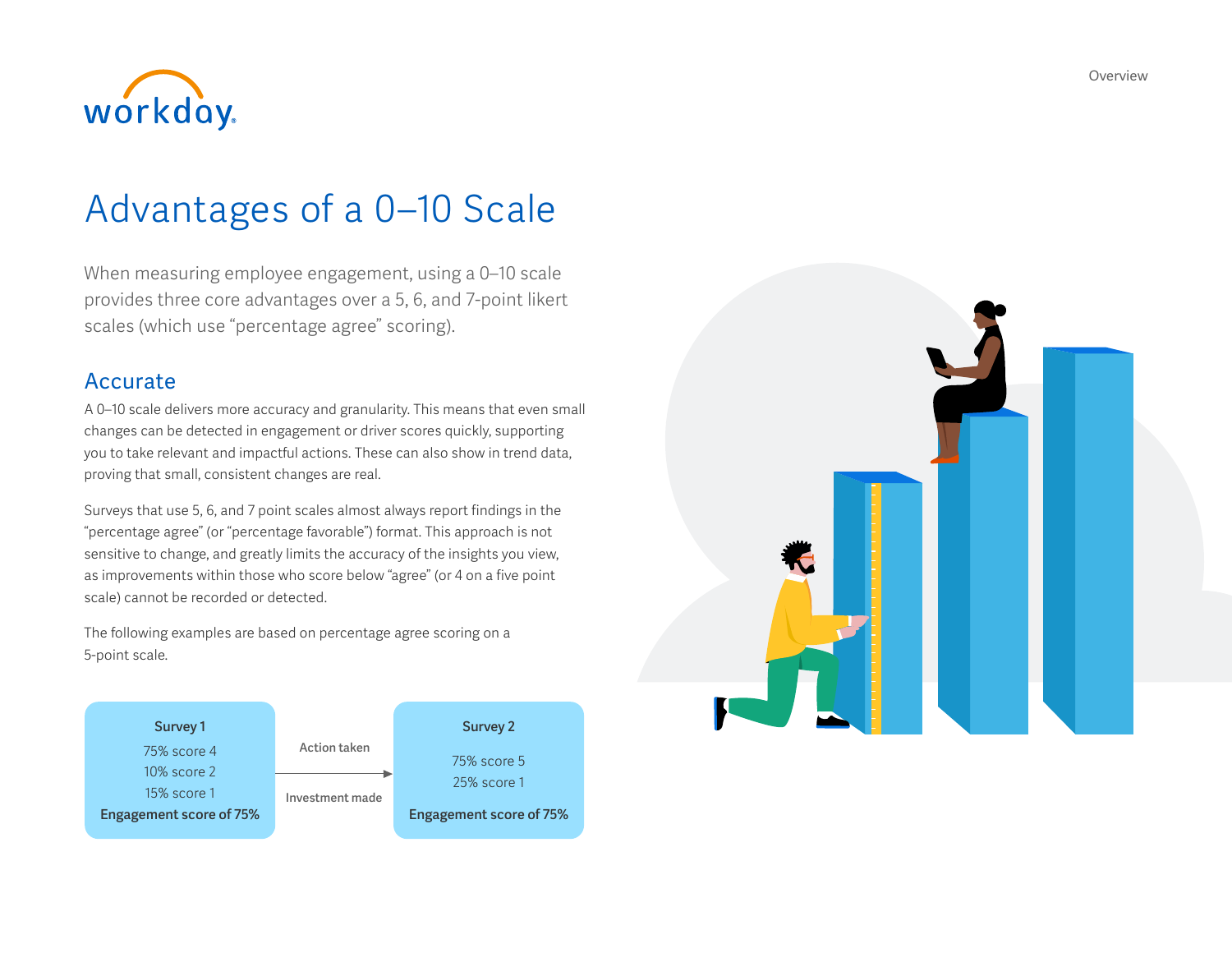# Advantages of a 0–10 Scale

When measuring employee engagement, using a 0–10 scale provides three core advantages over a 5, 6, and 7-point likert scales (which use “percentage agree” scoring).

## Accurate

A 0–10 scale delivers more accuracy and granularity. This means that even small changes can be detected in engagement or driver scores quickly, supporting you to take relevant and impactful actions. These can also show in trend data, proving that small, consistent changes are real.

Surveys that use 5, 6, and 7 point scales almost always report findings in the “percentage agree” (or “percentage favorable”) format. This approach is not sensitive to change, and greatly limits the accuracy of the insights you view, as improvements within those who score below “agree” (or 4 on a five point scale) cannot be recorded or detected.

The following examples are based on percentage agree scoring on a 5-point scale.

**Survey 1**

75% score 4
10% score 2
15% score 1

**Engagement score of 75%**

Action taken → Investment made

**Survey 2**

75% score 5
25% score 1

**Engagement score of 75%**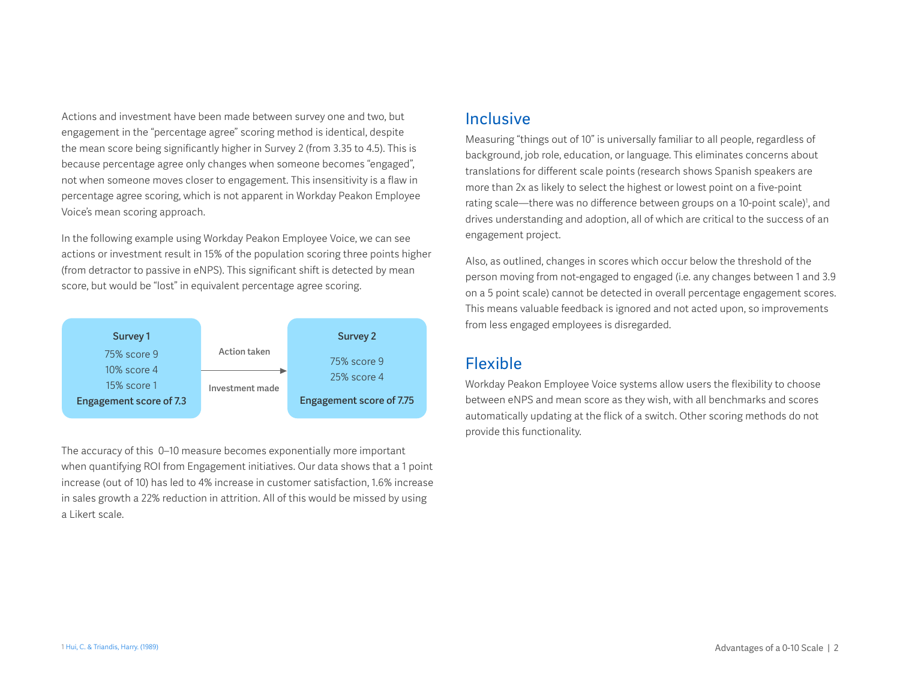Actions and investment have been made between survey one and two, but engagement in the "percentage agree" scoring method is identical, despite the mean score being significantly higher in Survey 2 (from 3.35 to 4.5). This is because percentage agree only changes when someone becomes "engaged", not when someone moves closer to engagement. This insensitivity is a flaw in percentage agree scoring, which is not apparent in Workday Peakon Employee Voice's mean scoring approach.

In the following example using Workday Peakon Employee Voice, we can see actions or investment result in 15% of the population scoring three points higher (from detractor to passive in eNPS). This significant shift is detected by mean score, but would be "lost" in equivalent percentage agree scoring.

**Survey 1**
75% score 9
10% score 4
15% score 1
**Engagement score of 7.3**

Action taken → Investment made

**Survey 2**
75% score 9
25% score 4
**Engagement score of 7.75**

The accuracy of this 0–10 measure becomes exponentially more important when quantifying ROI from Engagement initiatives. Our data shows that a 1 point increase (out of 10) has led to 4% increase in customer satisfaction, 1.6% increase in sales growth a 22% reduction in attrition. All of this would be missed by using a Likert scale.

## Inclusive

Measuring "things out of 10" is universally familiar to all people, regardless of background, job role, education, or language. This eliminates concerns about translations for different scale points (research shows Spanish speakers are more than 2x as likely to select the highest or lowest point on a five-point rating scale—there was no difference between groups on a 10-point scale)[1], and drives understanding and adoption, all of which are critical to the success of an engagement project.

Also, as outlined, changes in scores which occur below the threshold of the person moving from not-engaged to engaged (i.e. any changes between 1 and 3.9 on a 5 point scale) cannot be detected in overall percentage engagement scores. This means valuable feedback is ignored and not acted upon, so improvements from less engaged employees is disregarded.

## Flexible

Workday Peakon Employee Voice systems allow users the flexibility to choose between eNPS and mean score as they wish, with all benchmarks and scores automatically updating at the flick of a switch. Other scoring methods do not provide this functionality.

1 Hui, C. & Triandis, Harry. (1989)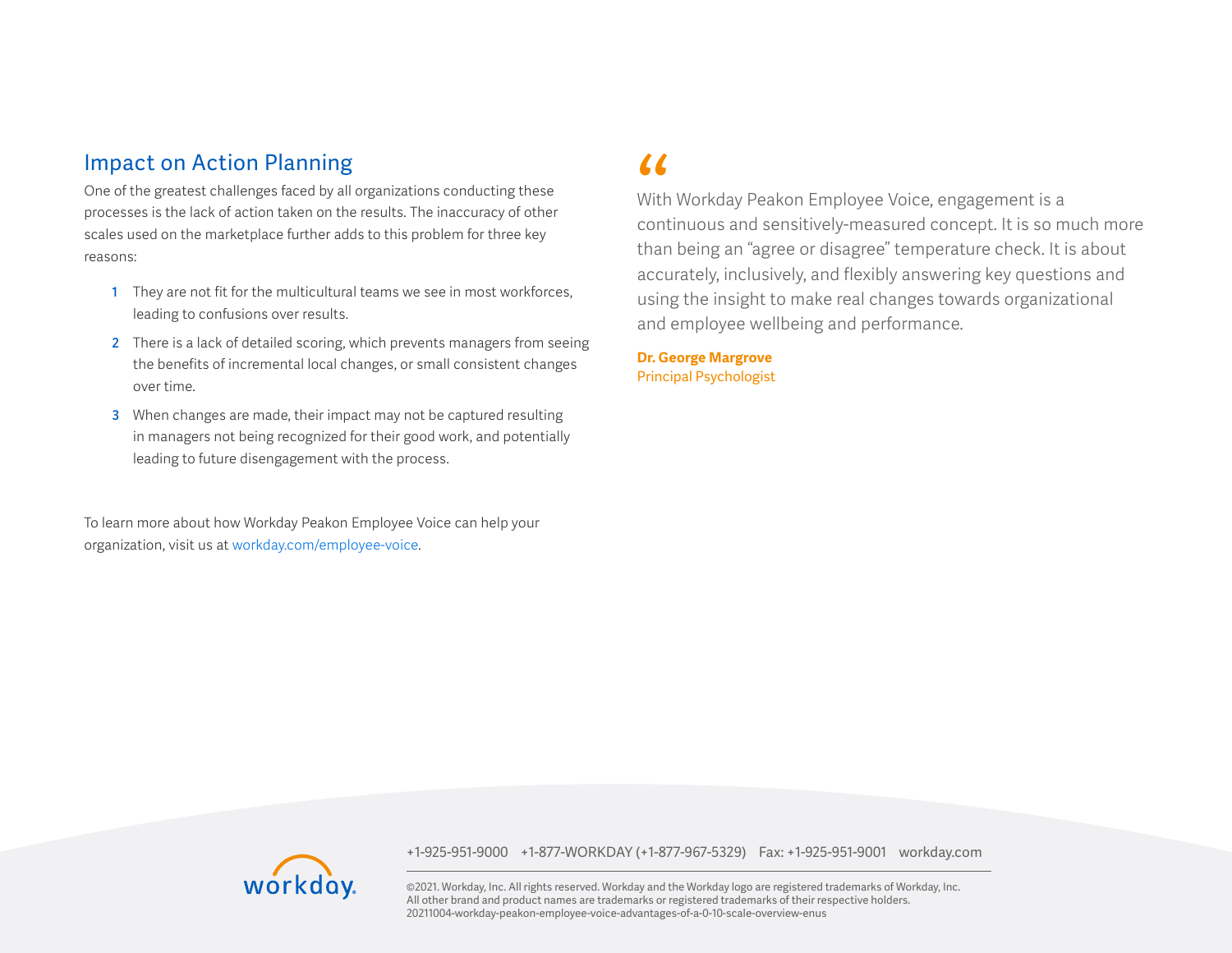## Impact on Action Planning

One of the greatest challenges faced by all organizations conducting these processes is the lack of action taken on the results. The inaccuracy of other scales used on the marketplace further adds to this problem for three key reasons:

1. They are not fit for the multicultural teams we see in most workforces, leading to confusions over results.
2. There is a lack of detailed scoring, which prevents managers from seeing the benefits of incremental local changes, or small consistent changes over time.
3. When changes are made, their impact may not be captured resulting in managers not being recognized for their good work, and potentially leading to future disengagement with the process.

To learn more about how Workday Peakon Employee Voice can help your organization, visit us at workday.com/employee-voice.

> "With Workday Peakon Employee Voice, engagement is a continuous and sensitively-measured concept. It is so much more than being an "agree or disagree" temperature check. It is about accurately, inclusively, and flexibly answering key questions and using the insight to make real changes towards organizational and employee wellbeing and performance.
>
> **Dr. George Margrove**
> Principal Psychologist

+1-925-951-9000 +1-877-WORKDAY (+1-877-967-5329) Fax: +1-925-951-9001 workday.com

©2021. Workday, Inc. All rights reserved. Workday and the Workday logo are registered trademarks of Workday, Inc. All other brand and product names are trademarks or registered trademarks of their respective holders.
20211004-workday-peakon-employee-voice-advantages-of-a-0-10-scale-overview-enus